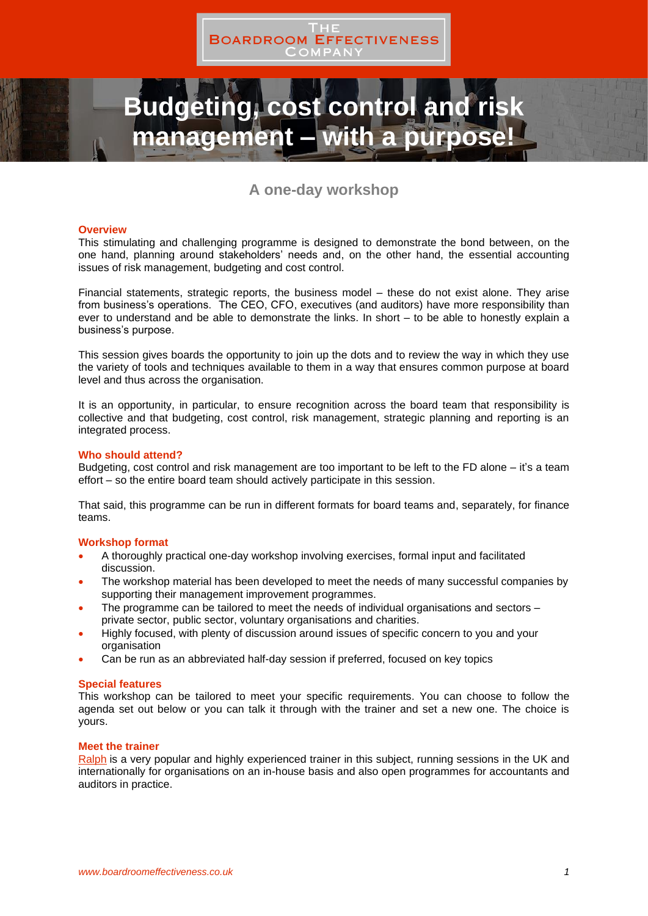The Boardroom Effectiveness Company

# Budgeting, cost control and risk management – with a purpose!

## A one-day workshop

### Overview

This stimulating and challenging programme is designed to demonstrate the bond between, on the one hand, planning around stakeholders' needs and, on the other hand, the essential accounting issues of risk management, budgeting and cost control.

Financial statements, strategic reports, the business model – these do not exist alone. They arise from business's operations. The CEO, CFO, executives (and auditors) have more responsibility than ever to understand and be able to demonstrate the links. In short – to be able to honestly explain a business's purpose.

This session gives boards the opportunity to join up the dots and to review the way in which they use the variety of tools and techniques available to them in a way that ensures common purpose at board level and thus across the organisation.

It is an opportunity, in particular, to ensure recognition across the board team that responsibility is collective and that budgeting, cost control, risk management, strategic planning and reporting is an integrated process.

### Who should attend?

Budgeting, cost control and risk management are too important to be left to the FD alone – it's a team effort – so the entire board team should actively participate in this session.

That said, this programme can be run in different formats for board teams and, separately, for finance teams.

### Workshop format

- A thoroughly practical one-day workshop involving exercises, formal input and facilitated discussion.
- The workshop material has been developed to meet the needs of many successful companies by supporting their management improvement programmes.
- The programme can be tailored to meet the needs of individual organisations and sectors – private sector, public sector, voluntary organisations and charities.
- Highly focused, with plenty of discussion around issues of specific concern to you and your organisation
- Can be run as an abbreviated half-day session if preferred, focused on key topics

### Special features

This workshop can be tailored to meet your specific requirements. You can choose to follow the agenda set out below or you can talk it through with the trainer and set a new one. The choice is yours.

### Meet the trainer

Ralph is a very popular and highly experienced trainer in this subject, running sessions in the UK and internationally for organisations on an in-house basis and also open programmes for accountants and auditors in practice.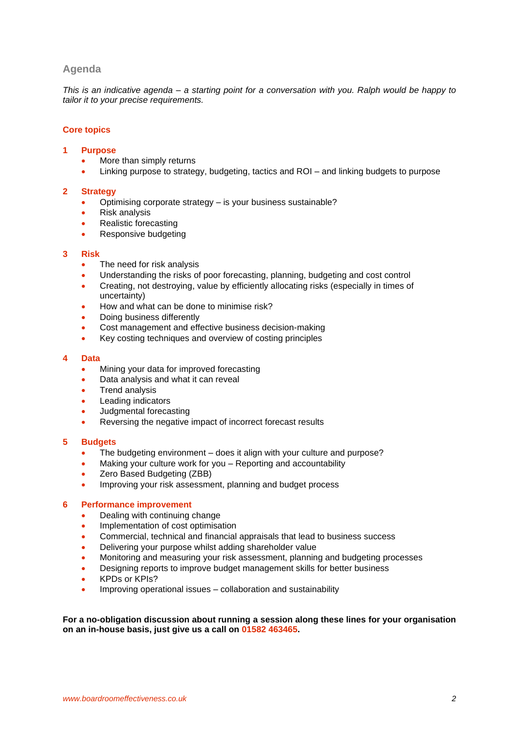## Agenda

*This is an indicative agenda – a starting point for a conversation with you. Ralph would be happy to tailor it to your precise requirements.*

### Core topics

### 1 Purpose

- More than simply returns
- Linking purpose to strategy, budgeting, tactics and ROI – and linking budgets to purpose

### 2 Strategy

- Optimising corporate strategy – is your business sustainable?
- Risk analysis
- Realistic forecasting
- Responsive budgeting

### 3 Risk

- The need for risk analysis
- Understanding the risks of poor forecasting, planning, budgeting and cost control
- Creating, not destroying, value by efficiently allocating risks (especially in times of uncertainty)
- How and what can be done to minimise risk?
- Doing business differently
- Cost management and effective business decision-making
- Key costing techniques and overview of costing principles

### 4 Data

- Mining your data for improved forecasting
- Data analysis and what it can reveal
- Trend analysis
- Leading indicators
- Judgmental forecasting
- Reversing the negative impact of incorrect forecast results

### 5 Budgets

- The budgeting environment – does it align with your culture and purpose?
- Making your culture work for you – Reporting and accountability
- Zero Based Budgeting (ZBB)
- Improving your risk assessment, planning and budget process

### 6 Performance improvement

- Dealing with continuing change
- Implementation of cost optimisation
- Commercial, technical and financial appraisals that lead to business success
- Delivering your purpose whilst adding shareholder value
- Monitoring and measuring your risk assessment, planning and budgeting processes
- Designing reports to improve budget management skills for better business
- KPDs or KPIs?
- Improving operational issues – collaboration and sustainability

**For a no-obligation discussion about running a session along these lines for your organisation on an in-house basis, just give us a call on 01582 463465.**

*www.boardroomeffectiveness.co.uk*